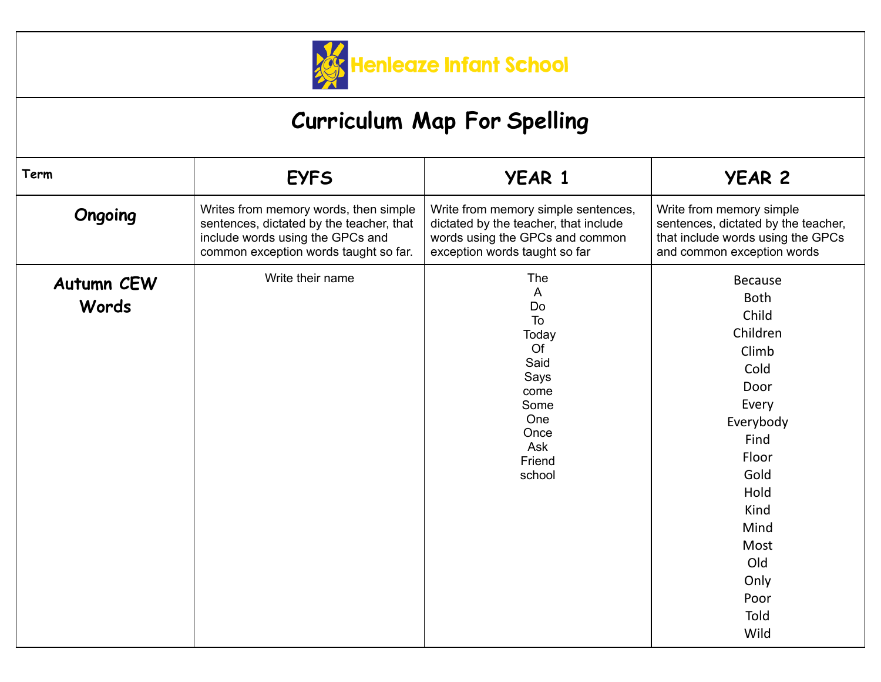# Henleaze Infant School

## Curriculum Map For Spelling

| Term | EYFS | YEAR 1 | YEAR 2 |
|---|---|---|---|
| **Ongoing** | Writes from memory words, then simple sentences, dictated by the teacher, that include words using the GPCs and common exception words taught so far. | Write from memory simple sentences, dictated by the teacher, that include words using the GPCs and common exception words taught so far | Write from memory simple sentences, dictated by the teacher, that include words using the GPCs and common exception words |
| **Autumn CEW Words** | Write their name | The<br>A<br>Do<br>To<br>Today<br>Of<br>Said<br>Says<br>come<br>Some<br>One<br>Once<br>Ask<br>Friend<br>school | Because<br>Both<br>Child<br>Children<br>Climb<br>Cold<br>Door<br>Every<br>Everybody<br>Find<br>Floor<br>Gold<br>Hold<br>Kind<br>Mind<br>Most<br>Old<br>Only<br>Poor<br>Told<br>Wild |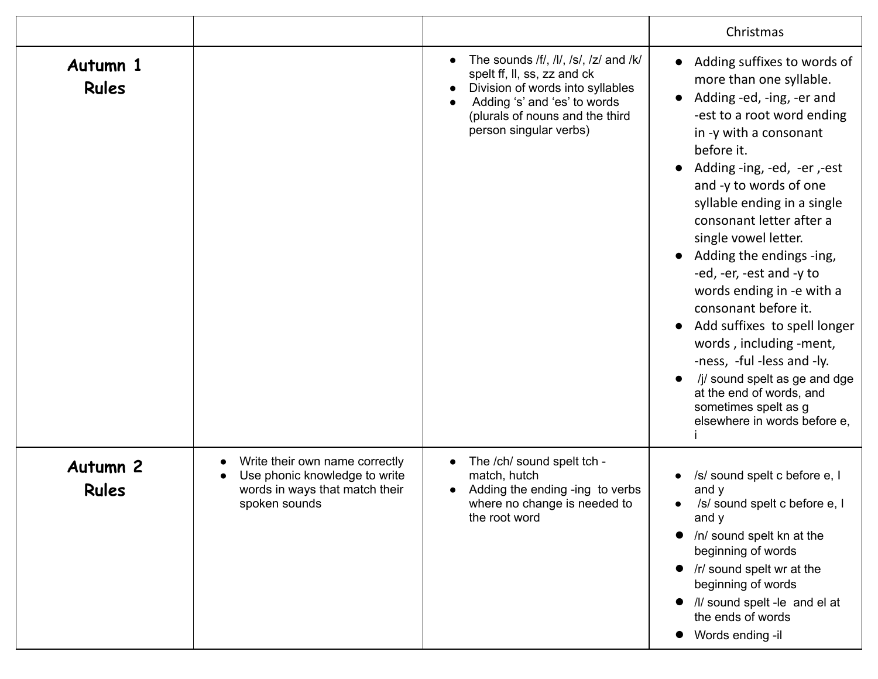| | | | Christmas |
|---|---|---|---|
| **Autumn 1 Rules** | | • The sounds /f/, /l/, /s/, /z/ and /k/ spelt ff, ll, ss, zz and ck<br>• Division of words into syllables<br>• Adding 's' and 'es' to words (plurals of nouns and the third person singular verbs) | • Adding suffixes to words of more than one syllable.<br>• Adding -ed, -ing, -er and -est to a root word ending in -y with a consonant before it.<br>• Adding -ing, -ed, -er ,-est and -y to words of one syllable ending in a single consonant letter after a single vowel letter.<br>• Adding the endings -ing, -ed, -er, -est and -y to words ending in -e with a consonant before it.<br>• Add suffixes to spell longer words , including -ment, -ness, -ful -less and -ly.<br>• /j/ sound spelt as ge and dge at the end of words, and sometimes spelt as g elsewhere in words before e, i |
| **Autumn 2 Rules** | • Write their own name correctly<br>• Use phonic knowledge to write words in ways that match their spoken sounds | • The /ch/ sound spelt tch - match, hutch<br>• Adding the ending -ing to verbs where no change is needed to the root word | • /s/ sound spelt c before e, I and y<br>• /s/ sound spelt c before e, I and y<br>• /n/ sound spelt kn at the beginning of words<br>• /r/ sound spelt wr at the beginning of words<br>• /l/ sound spelt -le and el at the ends of words<br>• Words ending -il |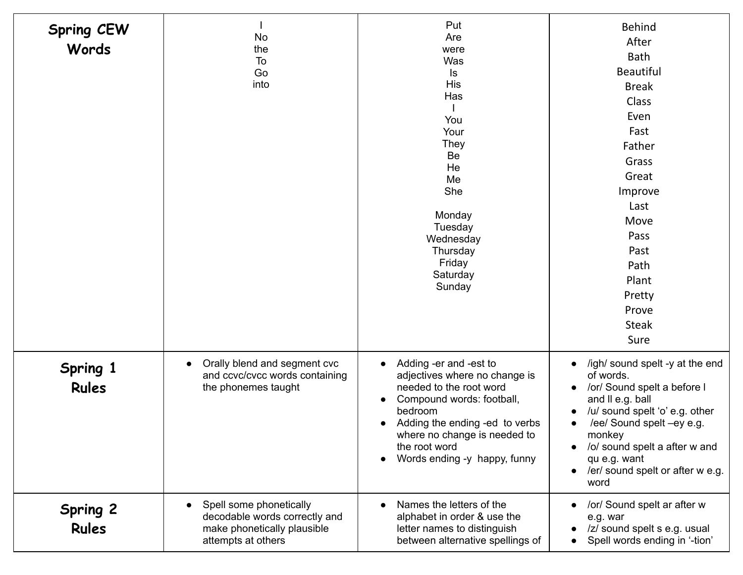| Spring CEW Words | I<br>No<br>the<br>To<br>Go<br>into | Put<br>Are<br>were<br>Was<br>Is<br>His<br>Has<br>I<br>You<br>Your<br>They<br>Be<br>He<br>Me<br>She<br><br>Monday<br>Tuesday<br>Wednesday<br>Thursday<br>Friday<br>Saturday<br>Sunday | Behind<br>After<br>Bath<br>Beautiful<br>Break<br>Class<br>Even<br>Fast<br>Father<br>Grass<br>Great<br>Improve<br>Last<br>Move<br>Pass<br>Past<br>Path<br>Plant<br>Pretty<br>Prove<br>Steak<br>Sure |
|---|---|---|---|
| Spring 1 Rules | • Orally blend and segment cvc and ccvc/cvcc words containing the phonemes taught | • Adding -er and -est to adjectives where no change is needed to the root word<br>• Compound words: football, bedroom<br>• Adding the ending -ed to verbs where no change is needed to the root word<br>• Words ending -y happy, funny | • /igh/ sound spelt -y at the end of words.<br>• /or/ Sound spelt a before l and ll e.g. ball<br>• /u/ sound spelt 'o' e.g. other<br>• /ee/ Sound spelt –ey e.g. monkey<br>• /o/ sound spelt a after w and qu e.g. want<br>• /er/ sound spelt or after w e.g. word |
| Spring 2 Rules | • Spell some phonetically decodable words correctly and make phonetically plausible attempts at others | • Names the letters of the alphabet in order & use the letter names to distinguish between alternative spellings of | • /or/ Sound spelt ar after w e.g. war<br>• /z/ sound spelt s e.g. usual<br>• Spell words ending in '-tion' |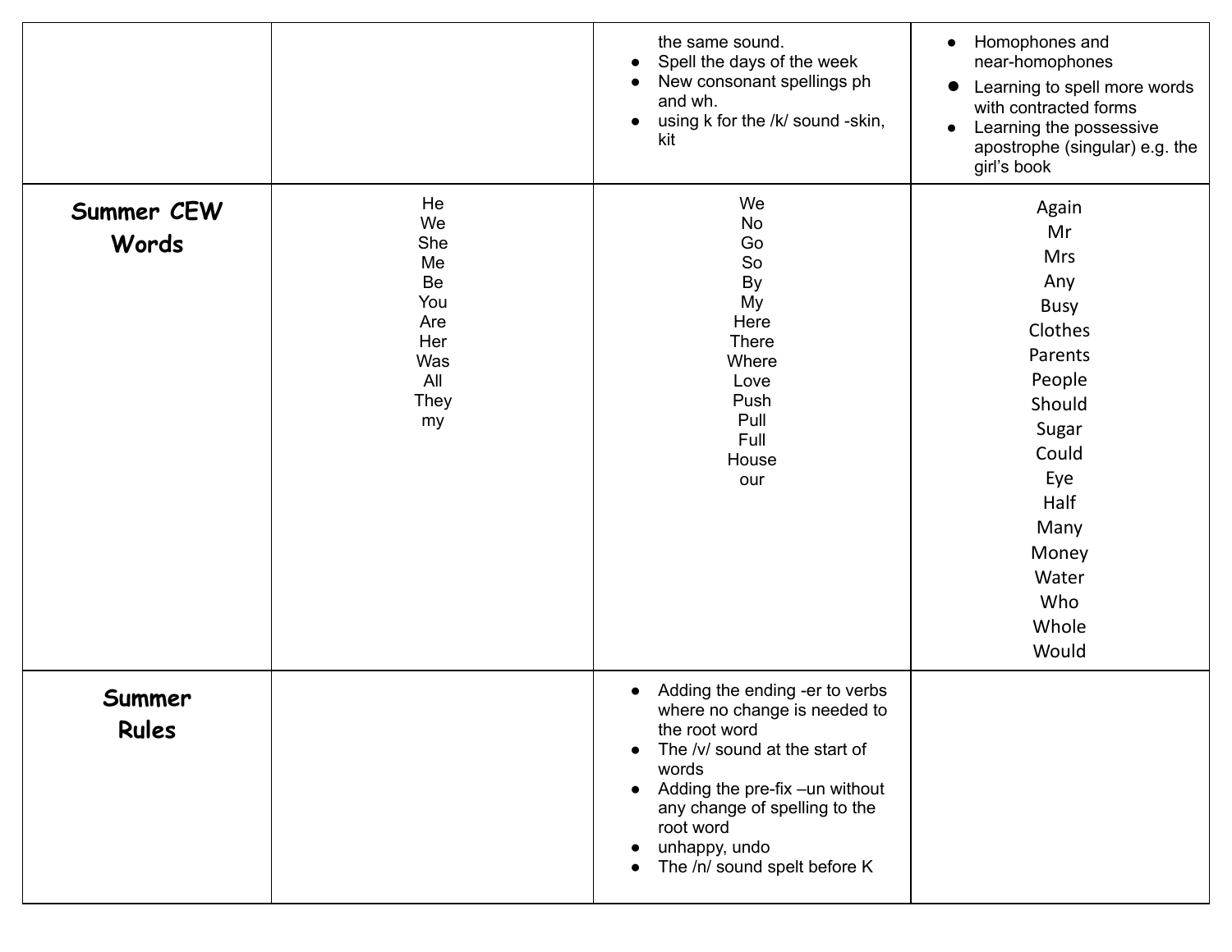| | | | |
|---|---|---|---|
| | | the same sound.<br>● Spell the days of the week<br>● New consonant spellings ph and wh.<br>● using k for the /k/ sound -skin, kit | ● Homophones and near-homophones<br>● Learning to spell more words with contracted forms<br>● Learning the possessive apostrophe (singular) e.g. the girl's book |
| **Summer CEW Words** | He<br>We<br>She<br>Me<br>Be<br>You<br>Are<br>Her<br>Was<br>All<br>They<br>my | We<br>No<br>Go<br>So<br>By<br>My<br>Here<br>There<br>Where<br>Love<br>Push<br>Pull<br>Full<br>House<br>our | Again<br>Mr<br>Mrs<br>Any<br>Busy<br>Clothes<br>Parents<br>People<br>Should<br>Sugar<br>Could<br>Eye<br>Half<br>Many<br>Money<br>Water<br>Who<br>Whole<br>Would |
| **Summer Rules** | | ● Adding the ending -er to verbs where no change is needed to the root word<br>● The /v/ sound at the start of words<br>● Adding the pre-fix –un without any change of spelling to the root word<br>● unhappy, undo<br>● The /n/ sound spelt before K | |